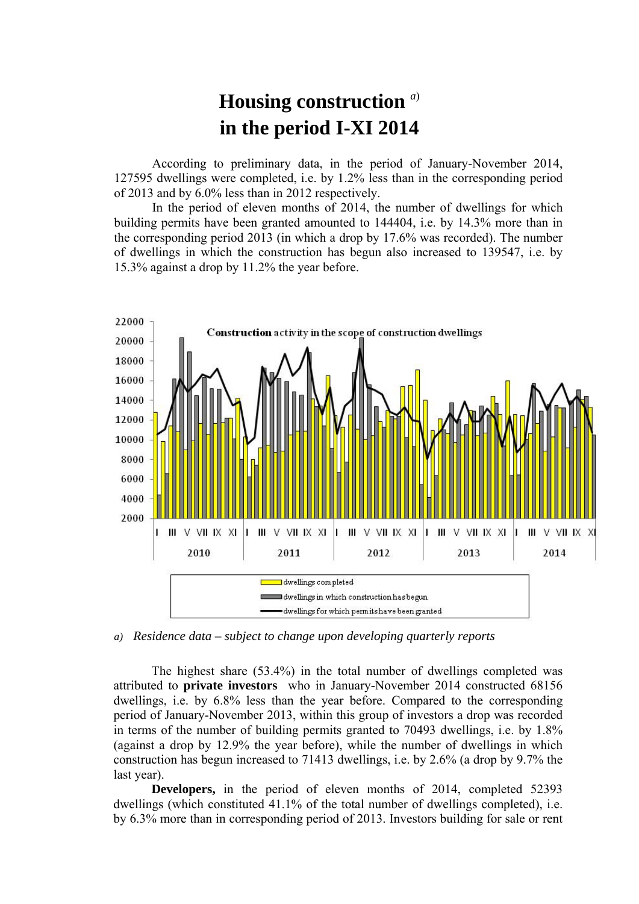# Housing construction [a) ]
# in the period I-XI 2014

According to preliminary data, in the period of January-November 2014, 127595 dwellings were completed, i.e. by 1.2% less than in the corresponding period of 2013 and by 6.0% less than in 2012 respectively.

In the period of eleven months of 2014, the number of dwellings for which building permits have been granted amounted to 144404, i.e. by 14.3% more than in the corresponding period 2013 (in which a drop by 17.6% was recorded). The number of dwellings in which the construction has begun also increased to 139547, i.e. by 15.3% against a drop by 11.2% the year before.

Construction activity in the scope of construction dwellings

dwellings completed

dwellings in which construction has begun

dwellings for which permits have been granted

*a) Residence data – subject to change upon developing quarterly reports*

The highest share (53.4%) in the total number of dwellings completed was attributed to **private investors** who in January-November 2014 constructed 68156 dwellings, i.e. by 6.8% less than the year before. Compared to the corresponding period of January-November 2013, within this group of investors a drop was recorded in terms of the number of building permits granted to 70493 dwellings, i.e. by 1.8% (against a drop by 12.9% the year before), while the number of dwellings in which construction has begun increased to 71413 dwellings, i.e. by 2.6% (a drop by 9.7% the last year).

**Developers,** in the period of eleven months of 2014, completed 52393 dwellings (which constituted 41.1% of the total number of dwellings completed), i.e. by 6.3% more than in corresponding period of 2013. Investors building for sale or rent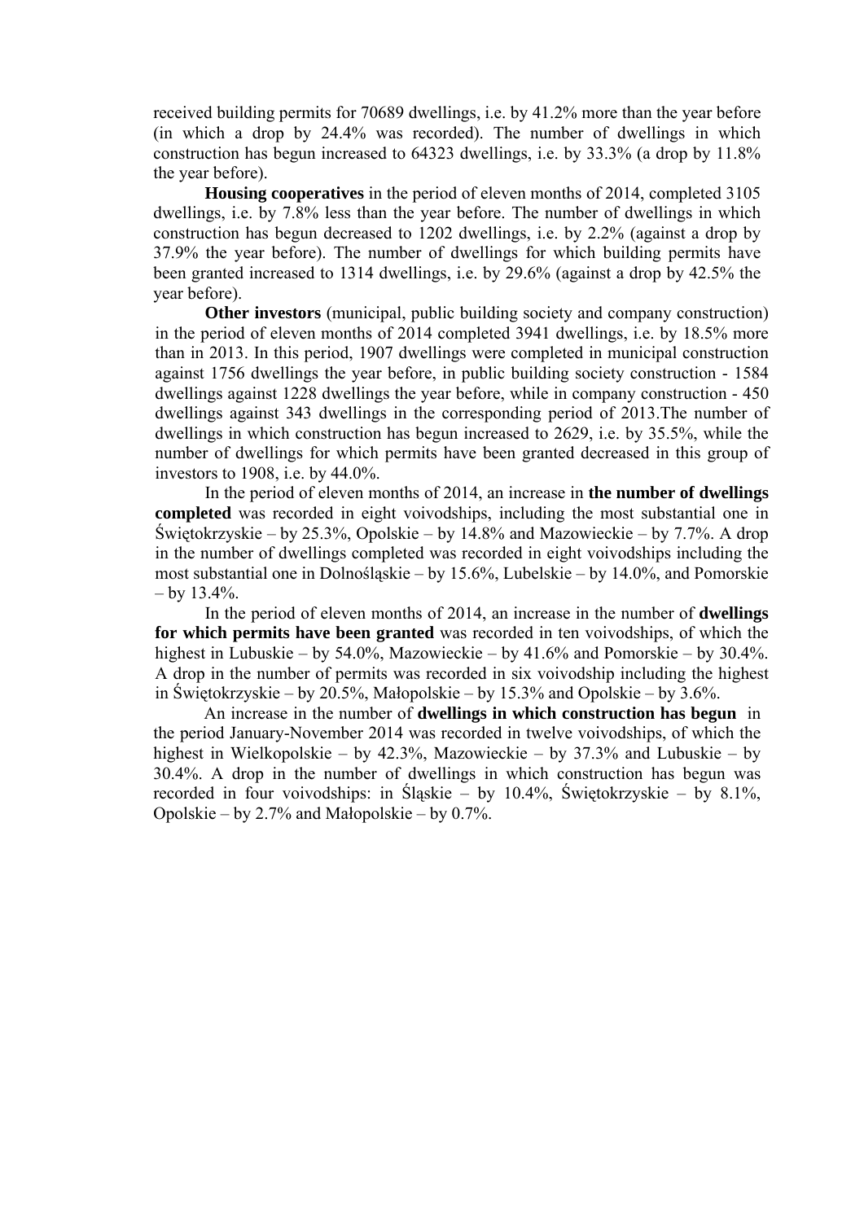received building permits for 70689 dwellings, i.e. by 41.2% more than the year before (in which a drop by 24.4% was recorded). The number of dwellings in which construction has begun increased to 64323 dwellings, i.e. by 33.3% (a drop by 11.8% the year before).

**Housing cooperatives** in the period of eleven months of 2014, completed 3105 dwellings, i.e. by 7.8% less than the year before. The number of dwellings in which construction has begun decreased to 1202 dwellings, i.e. by 2.2% (against a drop by 37.9% the year before). The number of dwellings for which building permits have been granted increased to 1314 dwellings, i.e. by 29.6% (against a drop by 42.5% the year before).

**Other investors** (municipal, public building society and company construction) in the period of eleven months of 2014 completed 3941 dwellings, i.e. by 18.5% more than in 2013. In this period, 1907 dwellings were completed in municipal construction against 1756 dwellings the year before, in public building society construction - 1584 dwellings against 1228 dwellings the year before, while in company construction - 450 dwellings against 343 dwellings in the corresponding period of 2013.The number of dwellings in which construction has begun increased to 2629, i.e. by 35.5%, while the number of dwellings for which permits have been granted decreased in this group of investors to 1908, i.e. by 44.0%.

In the period of eleven months of 2014, an increase in **the number of dwellings completed** was recorded in eight voivodships, including the most substantial one in Świętokrzyskie – by 25.3%, Opolskie – by 14.8% and Mazowieckie – by 7.7%. A drop in the number of dwellings completed was recorded in eight voivodships including the most substantial one in Dolnośląskie – by 15.6%, Lubelskie – by 14.0%, and Pomorskie – by 13.4%.

In the period of eleven months of 2014, an increase in the number of **dwellings for which permits have been granted** was recorded in ten voivodships, of which the highest in Lubuskie – by 54.0%, Mazowieckie – by 41.6% and Pomorskie – by 30.4%. A drop in the number of permits was recorded in six voivodship including the highest in Świętokrzyskie – by 20.5%, Małopolskie – by 15.3% and Opolskie – by 3.6%.

An increase in the number of **dwellings in which construction has begun** in the period January-November 2014 was recorded in twelve voivodships, of which the highest in Wielkopolskie – by 42.3%, Mazowieckie – by 37.3% and Lubuskie – by 30.4%. A drop in the number of dwellings in which construction has begun was recorded in four voivodships: in Śląskie – by 10.4%, Świętokrzyskie – by 8.1%, Opolskie – by 2.7% and Małopolskie – by 0.7%.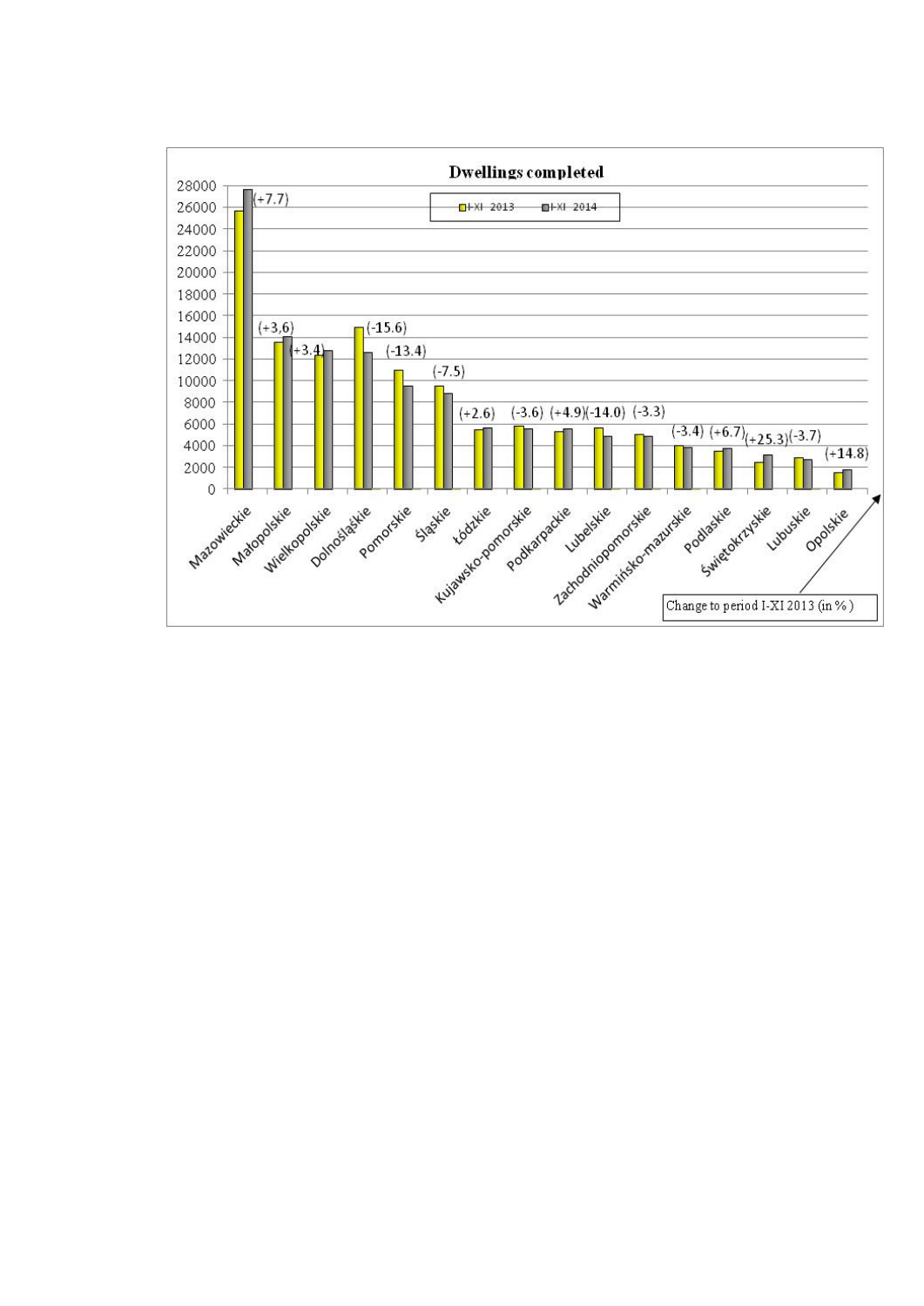**Dwellings completed**

I-XI 2013 | I-XI 2014

| Voivodship | Change to period I-XI 2013 (in %) |
|---|---|
| Mazowieckie | (+7.7) |
| Małopolskie | (+3,6) |
| Wielkopolskie | (+3.4) |
| Dolnośląskie | (-15.6) |
| Pomorskie | (-13.4) |
| Śląskie | (-7.5) |
| Łódzkie | (+2.6) |
| Kujawsko-pomorskie | (-3.6) |
| Podkarpackie | (+4.9) |
| Lubelskie | (-14.0) |
| Zachodniopomorskie | (-3.3) |
| Warmińsko-mazurskie | (-3.4) |
| Podlaskie | (+6.7) |
| Świętokrzyskie | (+25.3) |
| Lubuskie | (-3.7) |
| Opolskie | (+14.8) |

Change to period I-XI 2013 (in %)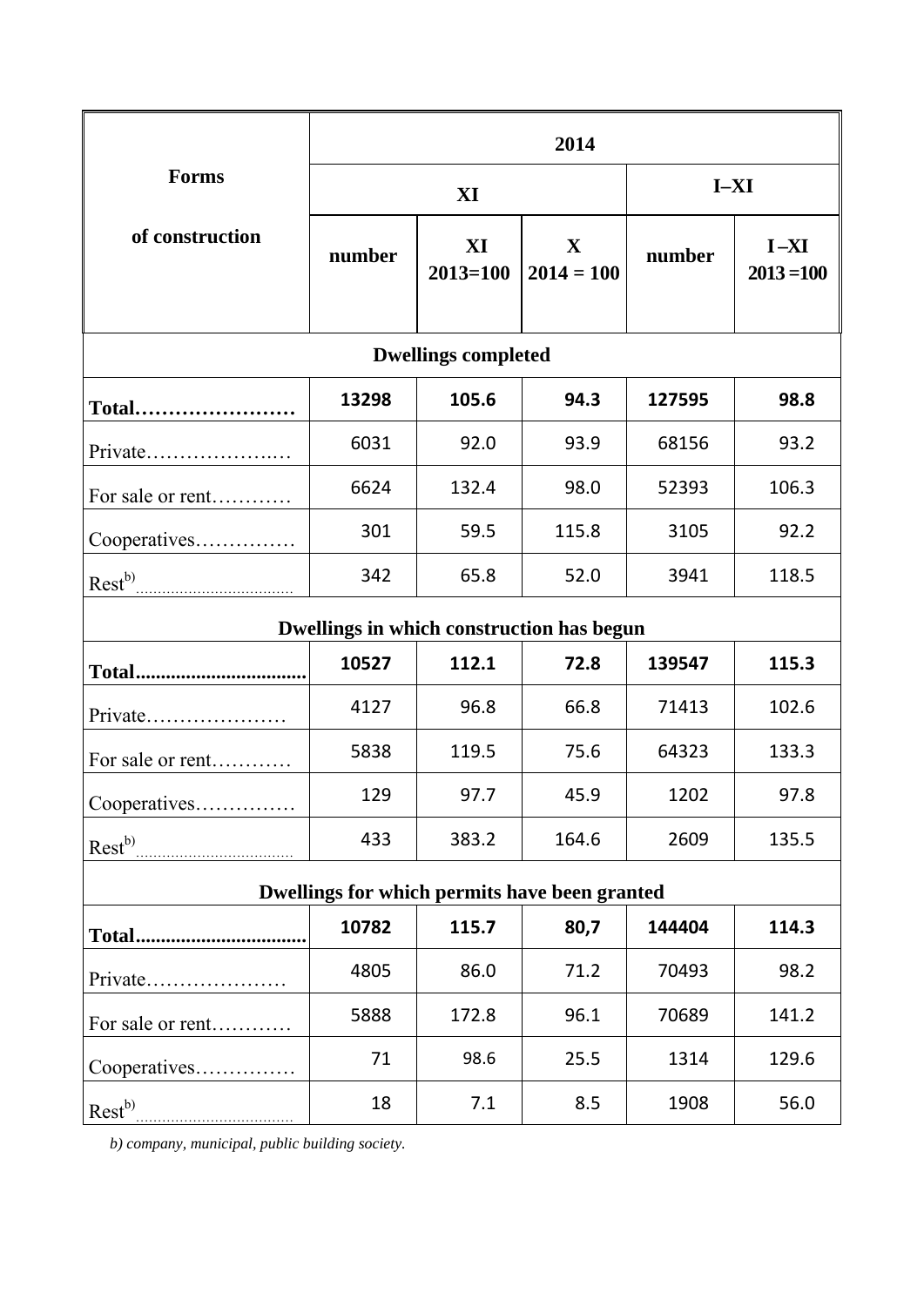| Forms of construction | 2014 | | | | |
|---|---|---|---|---|---|
| | XI | | | I–XI | |
| | number | XI 2013=100 | X 2014 = 100 | number | I –XI 2013 =100 |
| **Dwellings completed** | | | | | |
| **Total……………………** | **13298** | **105.6** | **94.3** | **127595** | **98.8** |
| Private……………….… | 6031 | 92.0 | 93.9 | 68156 | 93.2 |
| For sale or rent………… | 6624 | 132.4 | 98.0 | 52393 | 106.3 |
| Cooperatives…………… | 301 | 59.5 | 115.8 | 3105 | 92.2 |
| Rest[b)] | 342 | 65.8 | 52.0 | 3941 | 118.5 |
| **Dwellings in which construction has begun** | | | | | |
| **Total.................................** | **10527** | **112.1** | **72.8** | **139547** | **115.3** |
| Private………………… | 4127 | 96.8 | 66.8 | 71413 | 102.6 |
| For sale or rent………… | 5838 | 119.5 | 75.6 | 64323 | 133.3 |
| Cooperatives…………… | 129 | 97.7 | 45.9 | 1202 | 97.8 |
| Rest[b)] | 433 | 383.2 | 164.6 | 2609 | 135.5 |
| **Dwellings for which permits have been granted** | | | | | |
| **Total.................................** | **10782** | **115.7** | **80,7** | **144404** | **114.3** |
| Private………………… | 4805 | 86.0 | 71.2 | 70493 | 98.2 |
| For sale or rent………… | 5888 | 172.8 | 96.1 | 70689 | 141.2 |
| Cooperatives…………… | 71 | 98.6 | 25.5 | 1314 | 129.6 |
| Rest[b)] | 18 | 7.1 | 8.5 | 1908 | 56.0 |

*b) company, municipal, public building society.*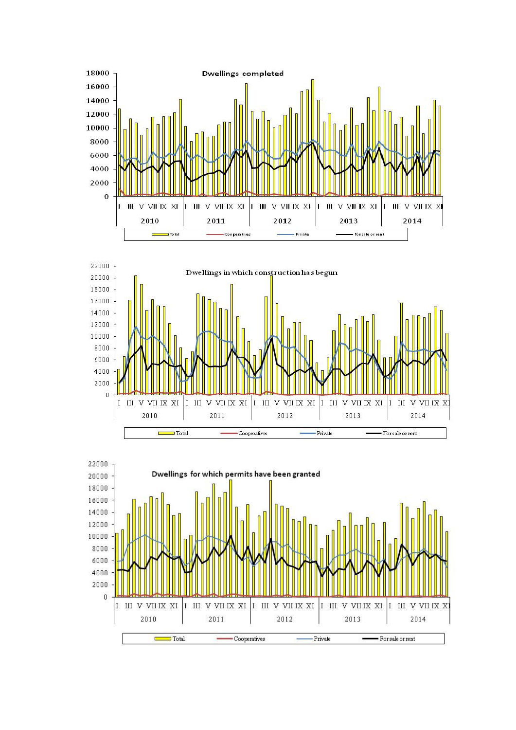Dwellings completed

18000
16000
14000
12000
10000
8000
6000
4000
2000
0

I III V VII IX XI I III V VII IX XI I III V VII IX XI I III V VII IX XI I III V VII IX XI

2010 2011 2012 2013 2014

Total Cooperatives Private For sale or rent

Dwellings in which construction has begun

22000
20000
18000
16000
14000
12000
10000
8000
6000
4000
2000
0

I III V VII IX XI I III V VII IX XI I III V VII IX XI I III V VII IX XI I III V VII IX XI

2010 2011 2012 2013 2014

Total Cooperatives Private For sale or rent

Dwellings for which permits have been granted

22000
20000
18000
16000
14000
12000
10000
8000
6000
4000
2000
0

I III V VII IX XI I III V VII IX XI I III V VII IX XI I III V VII IX XI I III V VII IX XI

2010 2011 2012 2013 2014

Total Cooperatives Private For sale or rent